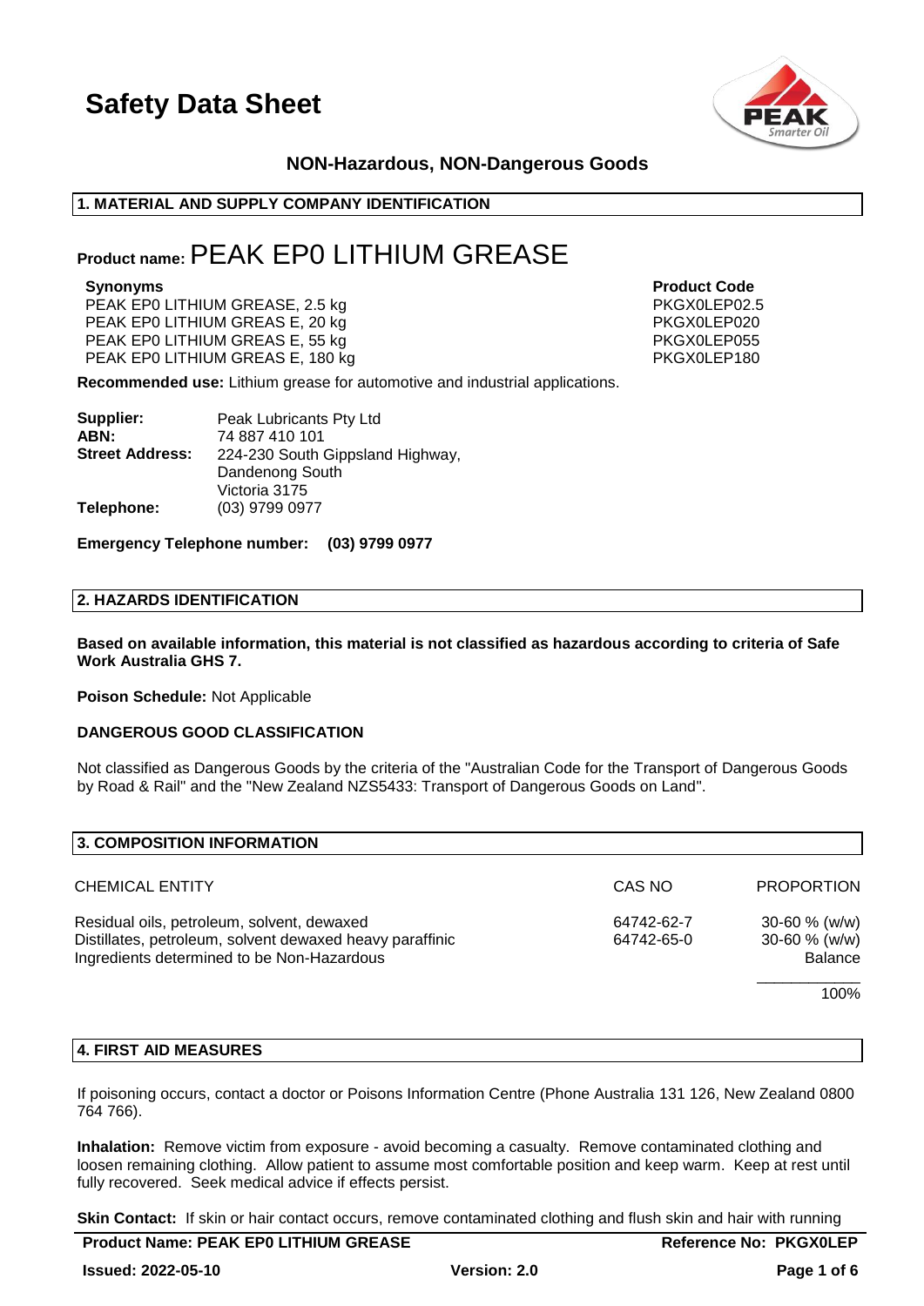# Safety Data Sheet

**NON-Hazardous, NON-Dangerous Goods**

## 1. MATERIAL AND SUPPLY COMPANY IDENTIFICATION

**Product name:** PEAK EP0 LITHIUM GREASE

| Synonyms | Product Code |
|---|---|
| PEAK EP0 LITHIUM GREASE, 2.5 kg | PKGX0LEP02.5 |
| PEAK EP0 LITHIUM GREAS E, 20 kg | PKGX0LEP020 |
| PEAK EP0 LITHIUM GREAS E, 55 kg | PKGX0LEP055 |
| PEAK EP0 LITHIUM GREAS E, 180 kg | PKGX0LEP180 |

**Recommended use:** Lithium grease for automotive and industrial applications.

**Supplier:** Peak Lubricants Pty Ltd
**ABN:** 74 887 410 101
**Street Address:** 224-230 South Gippsland Highway, Dandenong South Victoria 3175
**Telephone:** (03) 9799 0977

**Emergency Telephone number: (03) 9799 0977**

## 2. HAZARDS IDENTIFICATION

**Based on available information, this material is not classified as hazardous according to criteria of Safe Work Australia GHS 7.**

**Poison Schedule:** Not Applicable

**DANGEROUS GOOD CLASSIFICATION**

Not classified as Dangerous Goods by the criteria of the "Australian Code for the Transport of Dangerous Goods by Road & Rail" and the "New Zealand NZS5433: Transport of Dangerous Goods on Land".

## 3. COMPOSITION INFORMATION

| CHEMICAL ENTITY | CAS NO | PROPORTION |
|---|---|---|
| Residual oils, petroleum, solvent, dewaxed | 64742-62-7 | 30-60 % (w/w) |
| Distillates, petroleum, solvent dewaxed heavy paraffinic | 64742-65-0 | 30-60 % (w/w) |
| Ingredients determined to be Non-Hazardous | | Balance |
| | | 100% |

## 4. FIRST AID MEASURES

If poisoning occurs, contact a doctor or Poisons Information Centre (Phone Australia 131 126, New Zealand 0800 764 766).

**Inhalation:** Remove victim from exposure - avoid becoming a casualty. Remove contaminated clothing and loosen remaining clothing. Allow patient to assume most comfortable position and keep warm. Keep at rest until fully recovered. Seek medical advice if effects persist.

**Skin Contact:** If skin or hair contact occurs, remove contaminated clothing and flush skin and hair with running

**Product Name: PEAK EP0 LITHIUM GREASE** | **Reference No: PKGX0LEP**

**Issued: 2022-05-10** | **Version: 2.0**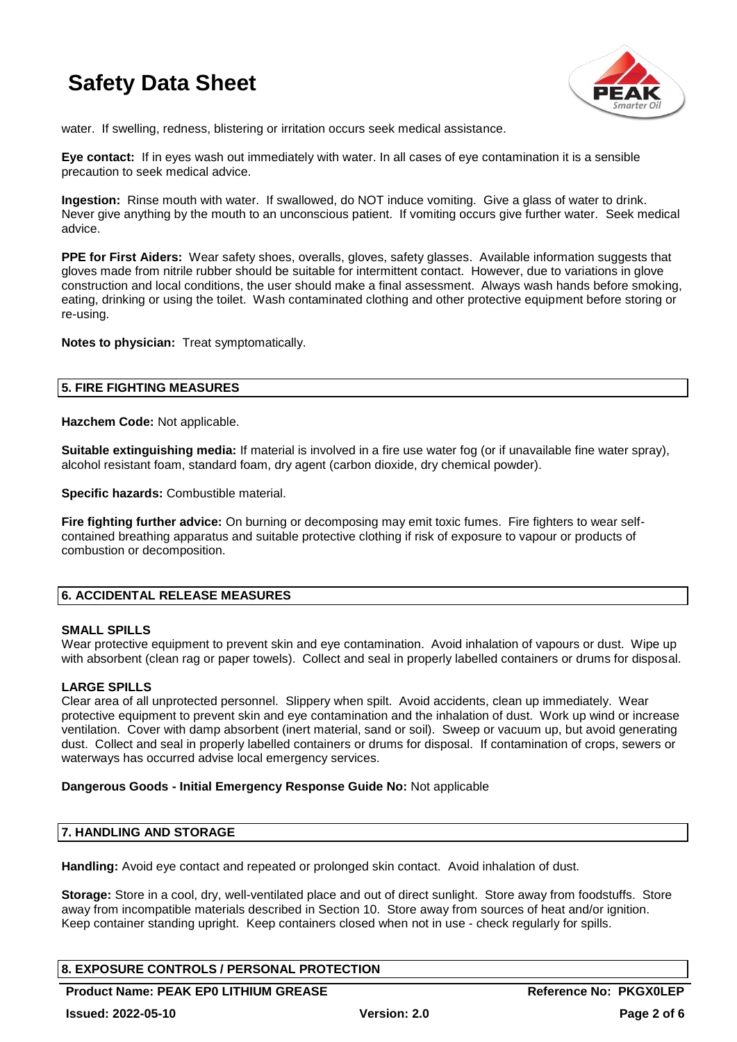water. If swelling, redness, blistering or irritation occurs seek medical assistance.

**Eye contact:** If in eyes wash out immediately with water. In all cases of eye contamination it is a sensible precaution to seek medical advice.

**Ingestion:** Rinse mouth with water. If swallowed, do NOT induce vomiting. Give a glass of water to drink. Never give anything by the mouth to an unconscious patient. If vomiting occurs give further water. Seek medical advice.

**PPE for First Aiders:** Wear safety shoes, overalls, gloves, safety glasses. Available information suggests that gloves made from nitrile rubber should be suitable for intermittent contact. However, due to variations in glove construction and local conditions, the user should make a final assessment. Always wash hands before smoking, eating, drinking or using the toilet. Wash contaminated clothing and other protective equipment before storing or re-using.

**Notes to physician:** Treat symptomatically.

## 5. FIRE FIGHTING MEASURES

**Hazchem Code:** Not applicable.

**Suitable extinguishing media:** If material is involved in a fire use water fog (or if unavailable fine water spray), alcohol resistant foam, standard foam, dry agent (carbon dioxide, dry chemical powder).

**Specific hazards:** Combustible material.

**Fire fighting further advice:** On burning or decomposing may emit toxic fumes. Fire fighters to wear self-contained breathing apparatus and suitable protective clothing if risk of exposure to vapour or products of combustion or decomposition.

## 6. ACCIDENTAL RELEASE MEASURES

### SMALL SPILLS

Wear protective equipment to prevent skin and eye contamination. Avoid inhalation of vapours or dust. Wipe up with absorbent (clean rag or paper towels). Collect and seal in properly labelled containers or drums for disposal.

### LARGE SPILLS

Clear area of all unprotected personnel. Slippery when spilt. Avoid accidents, clean up immediately. Wear protective equipment to prevent skin and eye contamination and the inhalation of dust. Work up wind or increase ventilation. Cover with damp absorbent (inert material, sand or soil). Sweep or vacuum up, but avoid generating dust. Collect and seal in properly labelled containers or drums for disposal. If contamination of crops, sewers or waterways has occurred advise local emergency services.

**Dangerous Goods - Initial Emergency Response Guide No:** Not applicable

## 7. HANDLING AND STORAGE

**Handling:** Avoid eye contact and repeated or prolonged skin contact. Avoid inhalation of dust.

**Storage:** Store in a cool, dry, well-ventilated place and out of direct sunlight. Store away from foodstuffs. Store away from incompatible materials described in Section 10. Store away from sources of heat and/or ignition. Keep container standing upright. Keep containers closed when not in use - check regularly for spills.

## 8. EXPOSURE CONTROLS / PERSONAL PROTECTION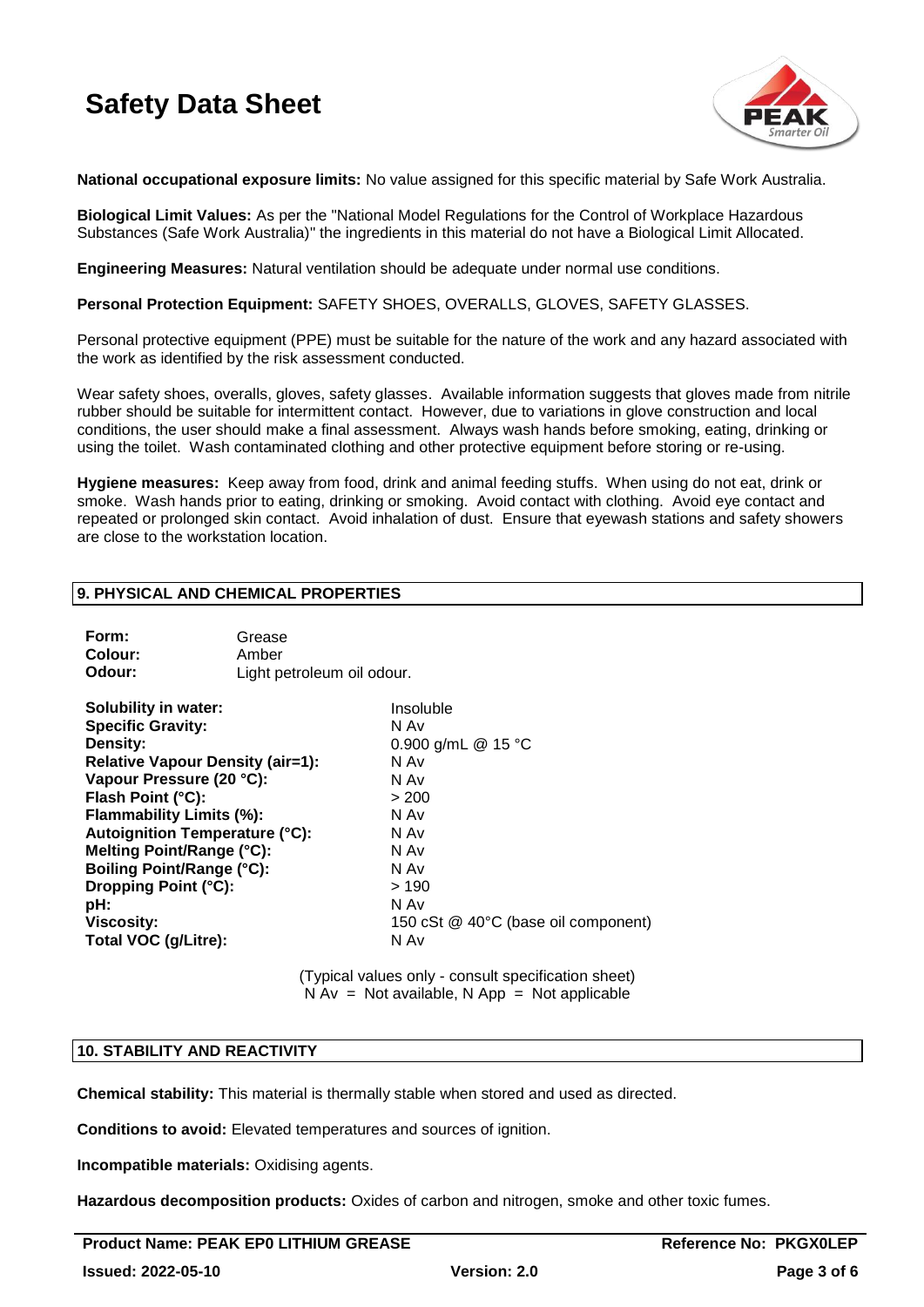**National occupational exposure limits:** No value assigned for this specific material by Safe Work Australia.

**Biological Limit Values:** As per the "National Model Regulations for the Control of Workplace Hazardous Substances (Safe Work Australia)" the ingredients in this material do not have a Biological Limit Allocated.

**Engineering Measures:** Natural ventilation should be adequate under normal use conditions.

**Personal Protection Equipment:** SAFETY SHOES, OVERALLS, GLOVES, SAFETY GLASSES.

Personal protective equipment (PPE) must be suitable for the nature of the work and any hazard associated with the work as identified by the risk assessment conducted.

Wear safety shoes, overalls, gloves, safety glasses. Available information suggests that gloves made from nitrile rubber should be suitable for intermittent contact. However, due to variations in glove construction and local conditions, the user should make a final assessment. Always wash hands before smoking, eating, drinking or using the toilet. Wash contaminated clothing and other protective equipment before storing or re-using.

**Hygiene measures:** Keep away from food, drink and animal feeding stuffs. When using do not eat, drink or smoke. Wash hands prior to eating, drinking or smoking. Avoid contact with clothing. Avoid eye contact and repeated or prolonged skin contact. Avoid inhalation of dust. Ensure that eyewash stations and safety showers are close to the workstation location.

## 9. PHYSICAL AND CHEMICAL PROPERTIES

| | |
|---|---|
| **Form:** | Grease |
| **Colour:** | Amber |
| **Odour:** | Light petroleum oil odour. |

| | |
|---|---|
| **Solubility in water:** | Insoluble |
| **Specific Gravity:** | N Av |
| **Density:** | 0.900 g/mL @ 15 °C |
| **Relative Vapour Density (air=1):** | N Av |
| **Vapour Pressure (20 °C):** | N Av |
| **Flash Point (°C):** | > 200 |
| **Flammability Limits (%):** | N Av |
| **Autoignition Temperature (°C):** | N Av |
| **Melting Point/Range (°C):** | N Av |
| **Boiling Point/Range (°C):** | N Av |
| **Dropping Point (°C):** | > 190 |
| **pH:** | N Av |
| **Viscosity:** | 150 cSt @ 40°C (base oil component) |
| **Total VOC (g/Litre):** | N Av |

(Typical values only - consult specification sheet)
N Av = Not available, N App = Not applicable

## 10. STABILITY AND REACTIVITY

**Chemical stability:** This material is thermally stable when stored and used as directed.

**Conditions to avoid:** Elevated temperatures and sources of ignition.

**Incompatible materials:** Oxidising agents.

**Hazardous decomposition products:** Oxides of carbon and nitrogen, smoke and other toxic fumes.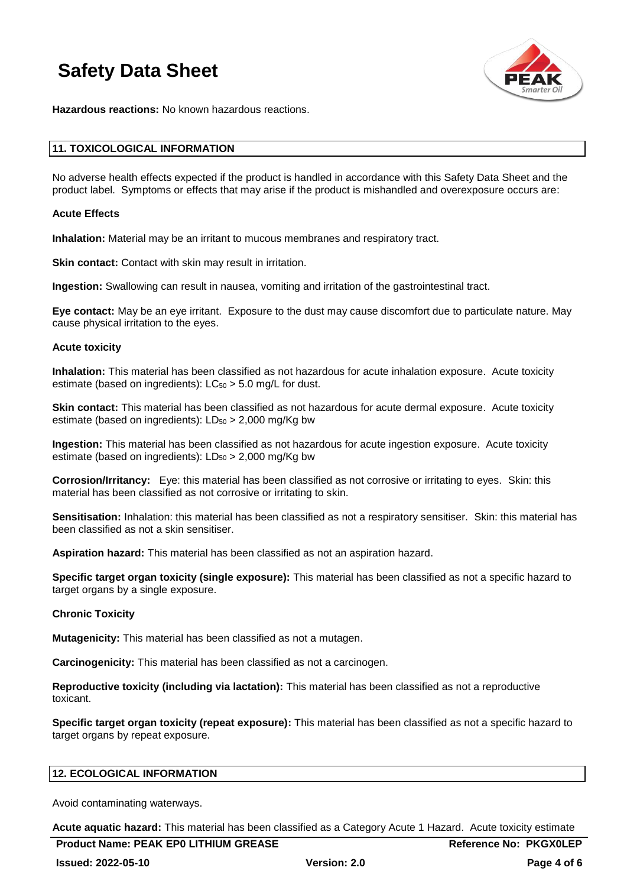**Hazardous reactions:** No known hazardous reactions.

## 11. TOXICOLOGICAL INFORMATION

No adverse health effects expected if the product is handled in accordance with this Safety Data Sheet and the product label. Symptoms or effects that may arise if the product is mishandled and overexposure occurs are:

### Acute Effects

**Inhalation:** Material may be an irritant to mucous membranes and respiratory tract.

**Skin contact:** Contact with skin may result in irritation.

**Ingestion:** Swallowing can result in nausea, vomiting and irritation of the gastrointestinal tract.

**Eye contact:** May be an eye irritant. Exposure to the dust may cause discomfort due to particulate nature. May cause physical irritation to the eyes.

### Acute toxicity

**Inhalation:** This material has been classified as not hazardous for acute inhalation exposure. Acute toxicity estimate (based on ingredients): $LC_{50}$ > 5.0 mg/L for dust.

**Skin contact:** This material has been classified as not hazardous for acute dermal exposure. Acute toxicity estimate (based on ingredients): $LD_{50}$ > 2,000 mg/Kg bw

**Ingestion:** This material has been classified as not hazardous for acute ingestion exposure. Acute toxicity estimate (based on ingredients): $LD_{50}$ > 2,000 mg/Kg bw

**Corrosion/Irritancy:** Eye: this material has been classified as not corrosive or irritating to eyes. Skin: this material has been classified as not corrosive or irritating to skin.

**Sensitisation:** Inhalation: this material has been classified as not a respiratory sensitiser. Skin: this material has been classified as not a skin sensitiser.

**Aspiration hazard:** This material has been classified as not an aspiration hazard.

**Specific target organ toxicity (single exposure):** This material has been classified as not a specific hazard to target organs by a single exposure.

### Chronic Toxicity

**Mutagenicity:** This material has been classified as not a mutagen.

**Carcinogenicity:** This material has been classified as not a carcinogen.

**Reproductive toxicity (including via lactation):** This material has been classified as not a reproductive toxicant.

**Specific target organ toxicity (repeat exposure):** This material has been classified as not a specific hazard to target organs by repeat exposure.

## 12. ECOLOGICAL INFORMATION

Avoid contaminating waterways.

**Acute aquatic hazard:** This material has been classified as a Category Acute 1 Hazard. Acute toxicity estimate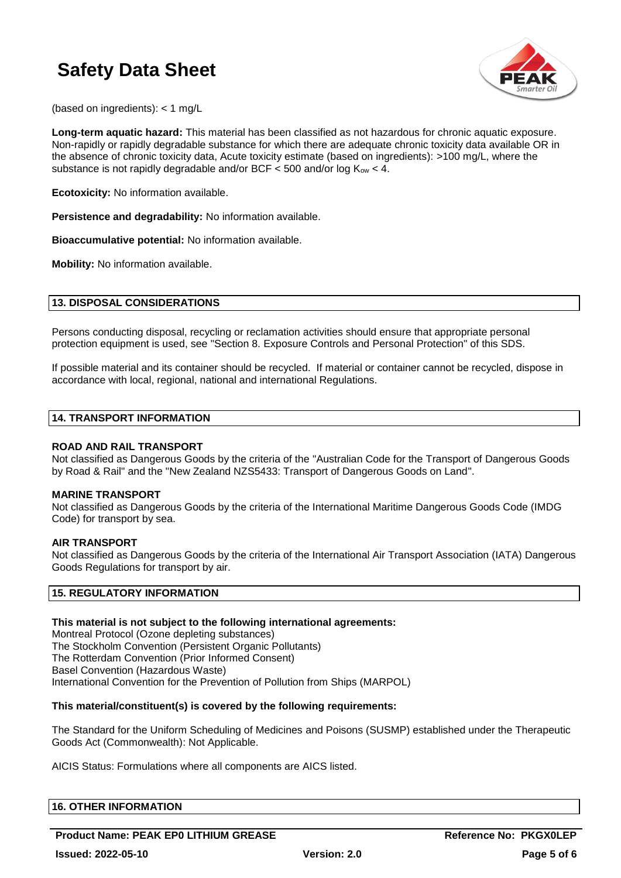(based on ingredients): < 1 mg/L

**Long-term aquatic hazard:** This material has been classified as not hazardous for chronic aquatic exposure. Non-rapidly or rapidly degradable substance for which there are adequate chronic toxicity data available OR in the absence of chronic toxicity data, Acute toxicity estimate (based on ingredients): >100 mg/L, where the substance is not rapidly degradable and/or BCF < 500 and/or log $K_{ow}$ < 4.

**Ecotoxicity:** No information available.

**Persistence and degradability:** No information available.

**Bioaccumulative potential:** No information available.

**Mobility:** No information available.

## 13. DISPOSAL CONSIDERATIONS

Persons conducting disposal, recycling or reclamation activities should ensure that appropriate personal protection equipment is used, see "Section 8. Exposure Controls and Personal Protection" of this SDS.

If possible material and its container should be recycled. If material or container cannot be recycled, dispose in accordance with local, regional, national and international Regulations.

## 14. TRANSPORT INFORMATION

### ROAD AND RAIL TRANSPORT

Not classified as Dangerous Goods by the criteria of the "Australian Code for the Transport of Dangerous Goods by Road & Rail" and the "New Zealand NZS5433: Transport of Dangerous Goods on Land".

### MARINE TRANSPORT

Not classified as Dangerous Goods by the criteria of the International Maritime Dangerous Goods Code (IMDG Code) for transport by sea.

### AIR TRANSPORT

Not classified as Dangerous Goods by the criteria of the International Air Transport Association (IATA) Dangerous Goods Regulations for transport by air.

## 15. REGULATORY INFORMATION

**This material is not subject to the following international agreements:**

Montreal Protocol (Ozone depleting substances)
The Stockholm Convention (Persistent Organic Pollutants)
The Rotterdam Convention (Prior Informed Consent)
Basel Convention (Hazardous Waste)
International Convention for the Prevention of Pollution from Ships (MARPOL)

**This material/constituent(s) is covered by the following requirements:**

The Standard for the Uniform Scheduling of Medicines and Poisons (SUSMP) established under the Therapeutic Goods Act (Commonwealth): Not Applicable.

AICIS Status: Formulations where all components are AICS listed.

## 16. OTHER INFORMATION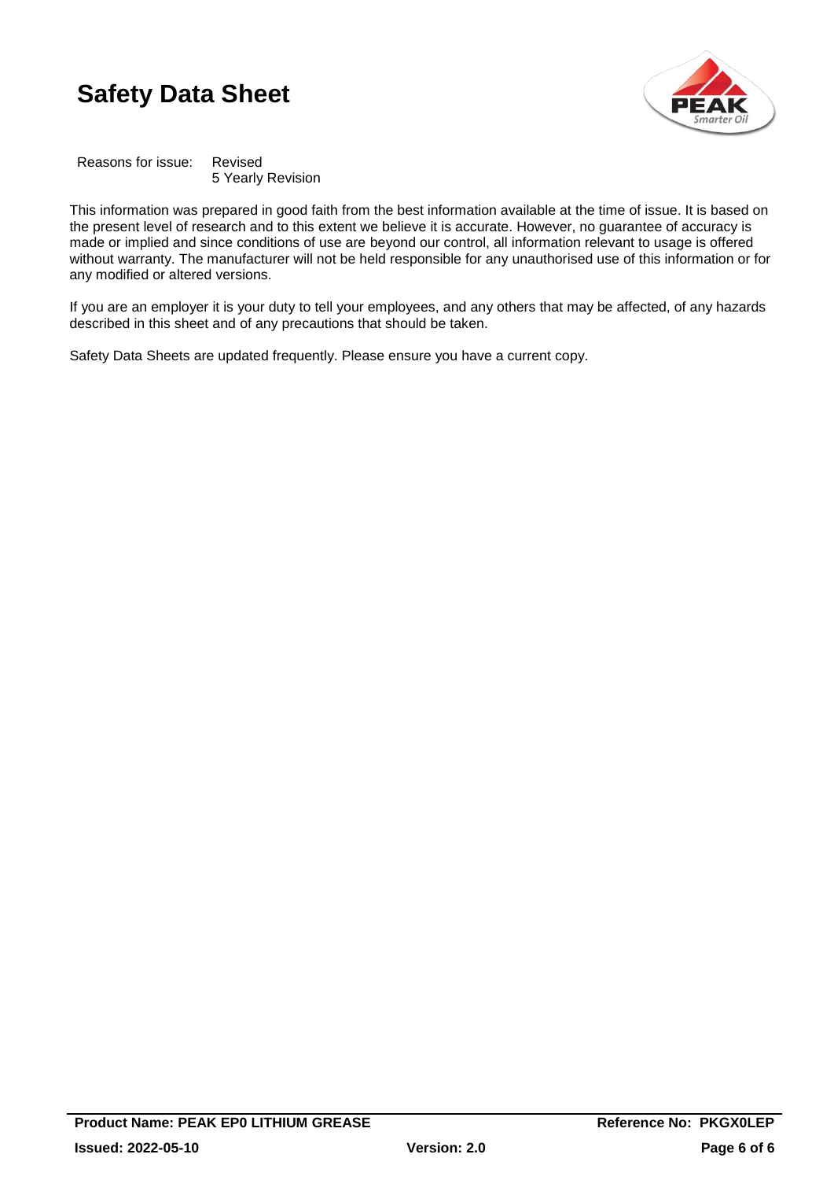Reasons for issue: Revised
5 Yearly Revision

This information was prepared in good faith from the best information available at the time of issue. It is based on the present level of research and to this extent we believe it is accurate. However, no guarantee of accuracy is made or implied and since conditions of use are beyond our control, all information relevant to usage is offered without warranty. The manufacturer will not be held responsible for any unauthorised use of this information or for any modified or altered versions.

If you are an employer it is your duty to tell your employees, and any others that may be affected, of any hazards described in this sheet and of any precautions that should be taken.

Safety Data Sheets are updated frequently. Please ensure you have a current copy.